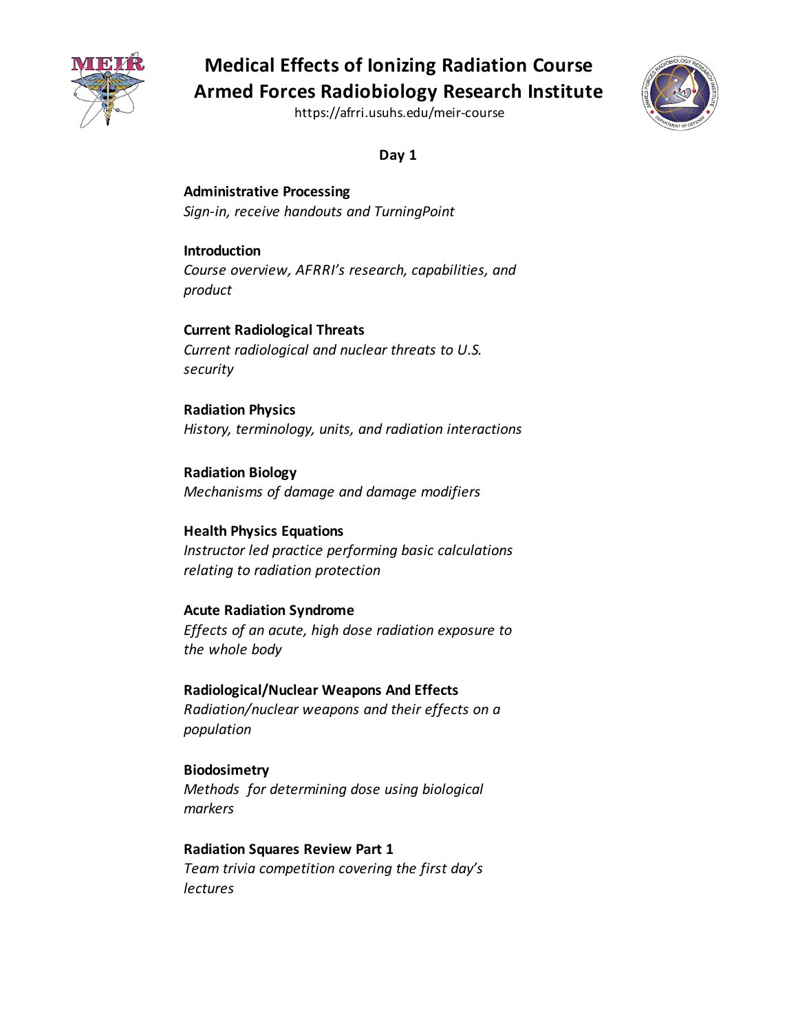# Medical Effects of Ionizing Radiation Course

## Armed Forces Radiobiology Research Institute

https://afrri.usuhs.edu/meir-course

**Day 1**

**Administrative Processing**
*Sign-in, receive handouts and TurningPoint*

**Introduction**
*Course overview, AFRRI's research, capabilities, and product*

**Current Radiological Threats**
*Current radiological and nuclear threats to U.S. security*

**Radiation Physics**
*History, terminology, units, and radiation interactions*

**Radiation Biology**
*Mechanisms of damage and damage modifiers*

**Health Physics Equations**
*Instructor led practice performing basic calculations relating to radiation protection*

**Acute Radiation Syndrome**
*Effects of an acute, high dose radiation exposure to the whole body*

**Radiological/Nuclear Weapons And Effects**
*Radiation/nuclear weapons and their effects on a population*

**Biodosimetry**
*Methods for determining dose using biological markers*

**Radiation Squares Review Part 1**
*Team trivia competition covering the first day's lectures*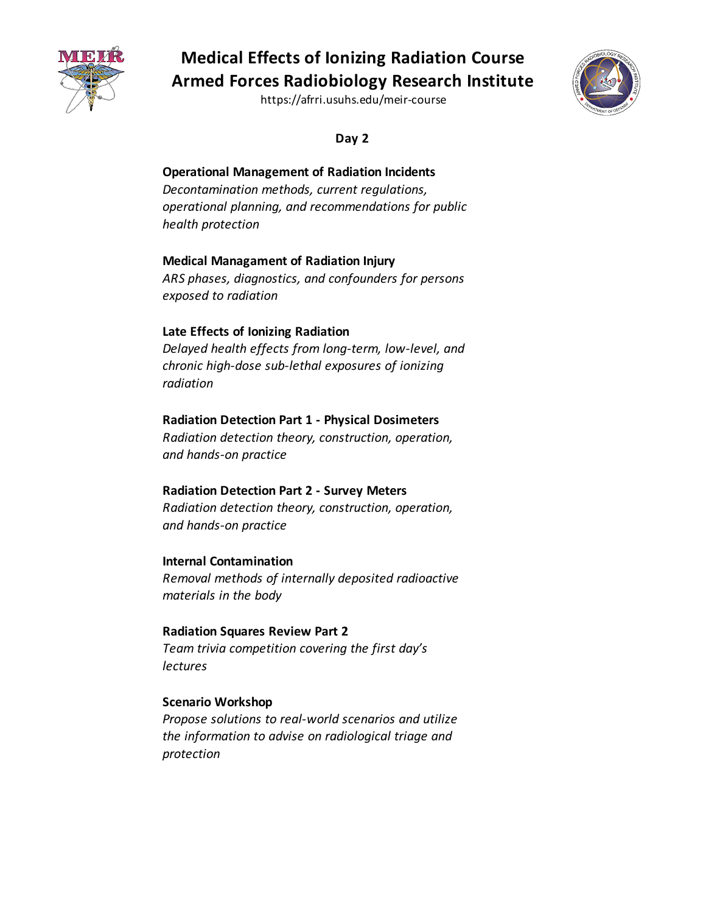# Medical Effects of Ionizing Radiation Course
# Armed Forces Radiobiology Research Institute

https://afrri.usuhs.edu/meir-course

## Day 2

**Operational Management of Radiation Incidents**
*Decontamination methods, current regulations, operational planning, and recommendations for public health protection*

**Medical Managament of Radiation Injury**
*ARS phases, diagnostics, and confounders for persons exposed to radiation*

**Late Effects of Ionizing Radiation**
*Delayed health effects from long-term, low-level, and chronic high-dose sub-lethal exposures of ionizing radiation*

**Radiation Detection Part 1 - Physical Dosimeters**
*Radiation detection theory, construction, operation, and hands-on practice*

**Radiation Detection Part 2 - Survey Meters**
*Radiation detection theory, construction, operation, and hands-on practice*

**Internal Contamination**
*Removal methods of internally deposited radioactive materials in the body*

**Radiation Squares Review Part 2**
*Team trivia competition covering the first day's lectures*

**Scenario Workshop**
*Propose solutions to real-world scenarios and utilize the information to advise on radiological triage and protection*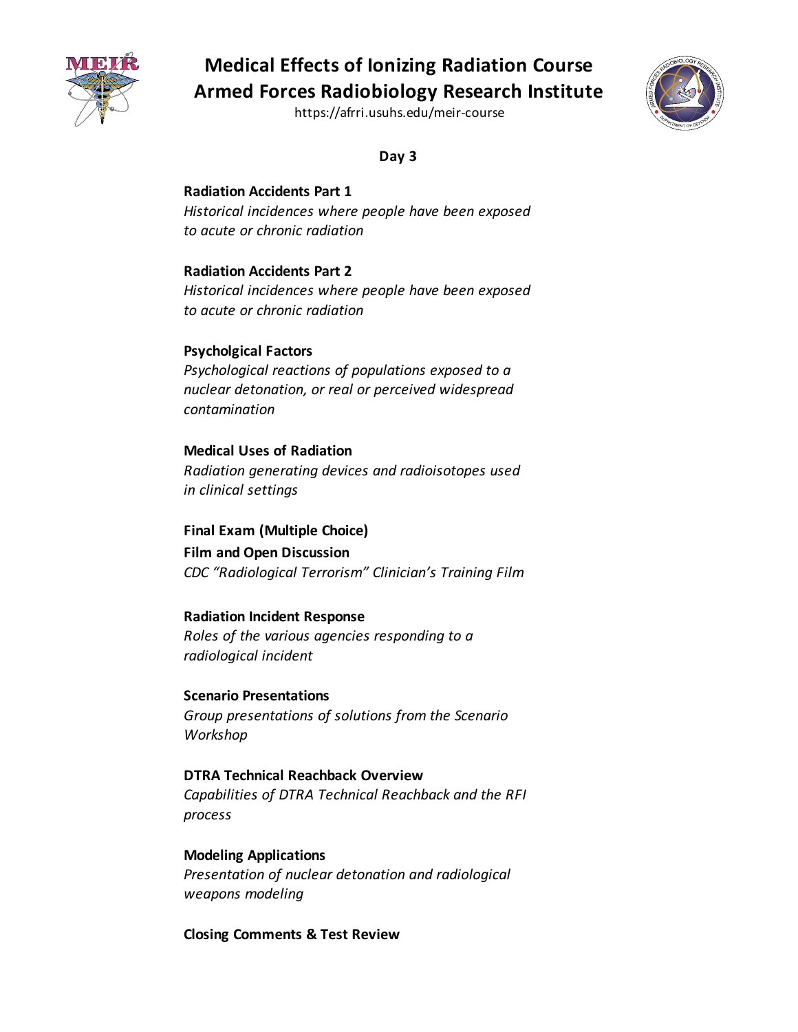# Medical Effects of Ionizing Radiation Course
# Armed Forces Radiobiology Research Institute

https://afrri.usuhs.edu/meir-course

## Day 3

**Radiation Accidents Part 1**
*Historical incidences where people have been exposed to acute or chronic radiation*

**Radiation Accidents Part 2**
*Historical incidences where people have been exposed to acute or chronic radiation*

**Psycholgical Factors**
*Psychological reactions of populations exposed to a nuclear detonation, or real or perceived widespread contamination*

**Medical Uses of Radiation**
*Radiation generating devices and radioisotopes used in clinical settings*

**Final Exam (Multiple Choice)**

**Film and Open Discussion**
*CDC "Radiological Terrorism" Clinician's Training Film*

**Radiation Incident Response**
*Roles of the various agencies responding to a radiological incident*

**Scenario Presentations**
*Group presentations of solutions from the Scenario Workshop*

**DTRA Technical Reachback Overview**
*Capabilities of DTRA Technical Reachback and the RFI process*

**Modeling Applications**
*Presentation of nuclear detonation and radiological weapons modeling*

**Closing Comments & Test Review**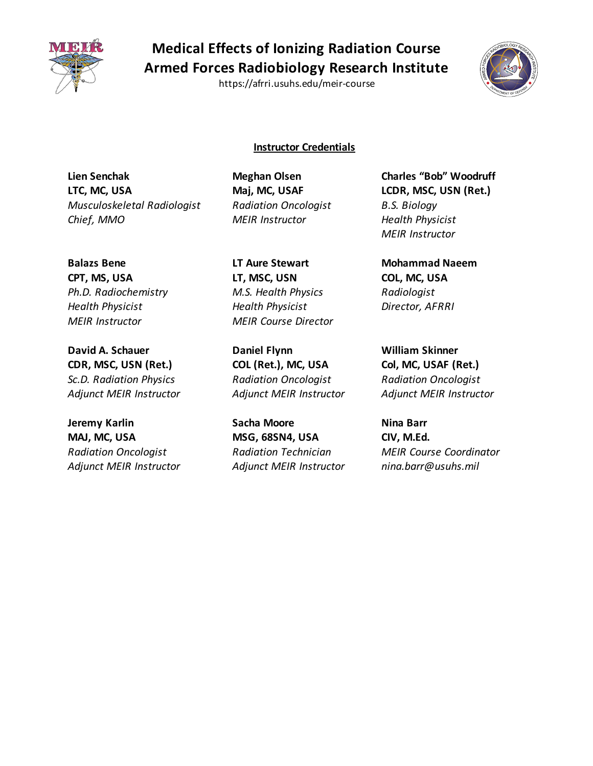# Medical Effects of Ionizing Radiation Course
# Armed Forces Radiobiology Research Institute

https://afrri.usuhs.edu/meir-course

## Instructor Credentials

**Lien Senchak**
**LTC, MC, USA**
*Musculoskeletal Radiologist*
*Chief, MMO*

**Meghan Olsen**
**Maj, MC, USAF**
*Radiation Oncologist*
*MEIR Instructor*

**Charles "Bob" Woodruff**
**LCDR, MSC, USN (Ret.)**
*B.S. Biology*
*Health Physicist*
*MEIR Instructor*

**Balazs Bene**
**CPT, MS, USA**
*Ph.D. Radiochemistry*
*Health Physicist*
*MEIR Instructor*

**LT Aure Stewart**
**LT, MSC, USN**
*M.S. Health Physics*
*Health Physicist*
*MEIR Course Director*

**Mohammad Naeem**
**COL, MC, USA**
*Radiologist*
*Director, AFRRI*

**David A. Schauer**
**CDR, MSC, USN (Ret.)**
*Sc.D. Radiation Physics*
*Adjunct MEIR Instructor*

**Daniel Flynn**
**COL (Ret.), MC, USA**
*Radiation Oncologist*
*Adjunct MEIR Instructor*

**William Skinner**
**Col, MC, USAF (Ret.)**
*Radiation Oncologist*
*Adjunct MEIR Instructor*

**Jeremy Karlin**
**MAJ, MC, USA**
*Radiation Oncologist*
*Adjunct MEIR Instructor*

**Sacha Moore**
**MSG, 68SN4, USA**
*Radiation Technician*
*Adjunct MEIR Instructor*

**Nina Barr**
**CIV, M.Ed.**
*MEIR Course Coordinator*
*nina.barr@usuhs.mil*